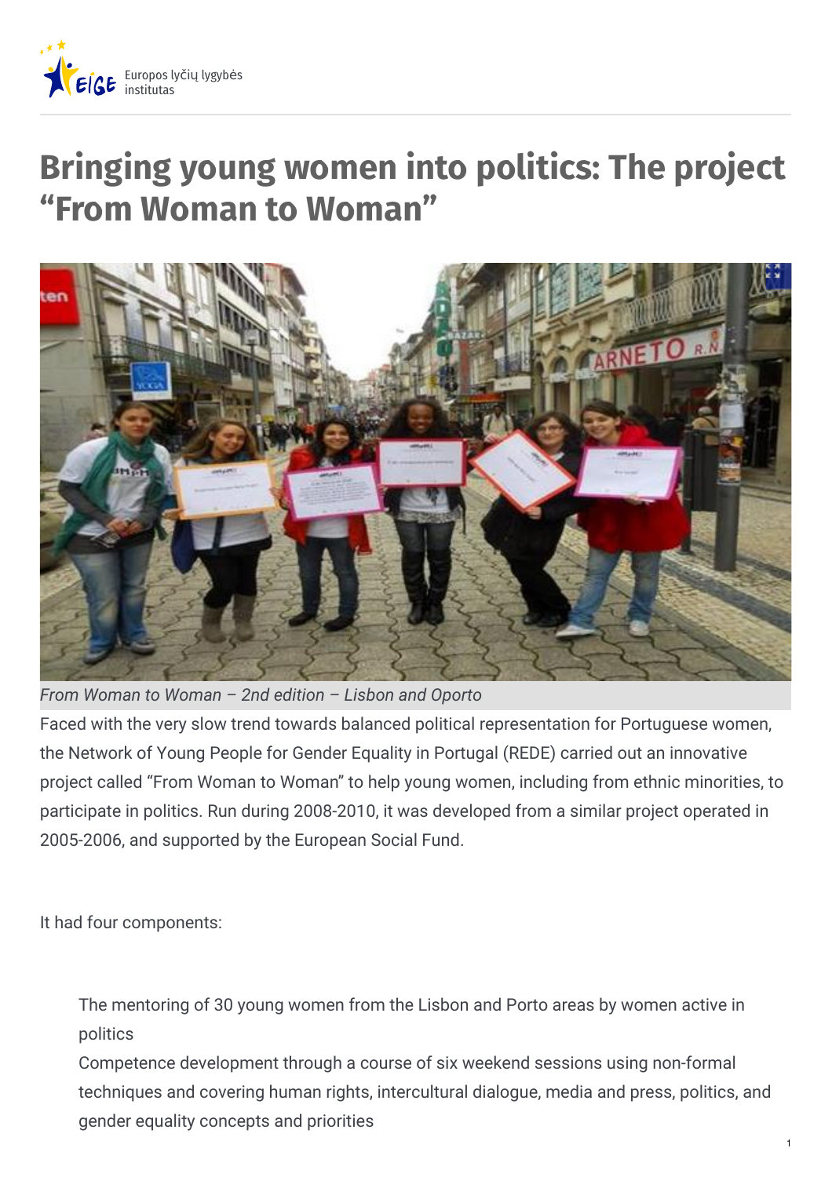# Bringing young women into politics: The project "From Woman to Woman"

*From Woman to Woman – 2nd edition – Lisbon and Oporto*

Faced with the very slow trend towards balanced political representation for Portuguese women, the Network of Young People for Gender Equality in Portugal (REDE) carried out an innovative project called "From Woman to Woman" to help young women, including from ethnic minorities, to participate in politics. Run during 2008-2010, it was developed from a similar project operated in 2005-2006, and supported by the European Social Fund.

It had four components:

- The mentoring of 30 young women from the Lisbon and Porto areas by women active in politics
- Competence development through a course of six weekend sessions using non-formal techniques and covering human rights, intercultural dialogue, media and press, politics, and gender equality concepts and priorities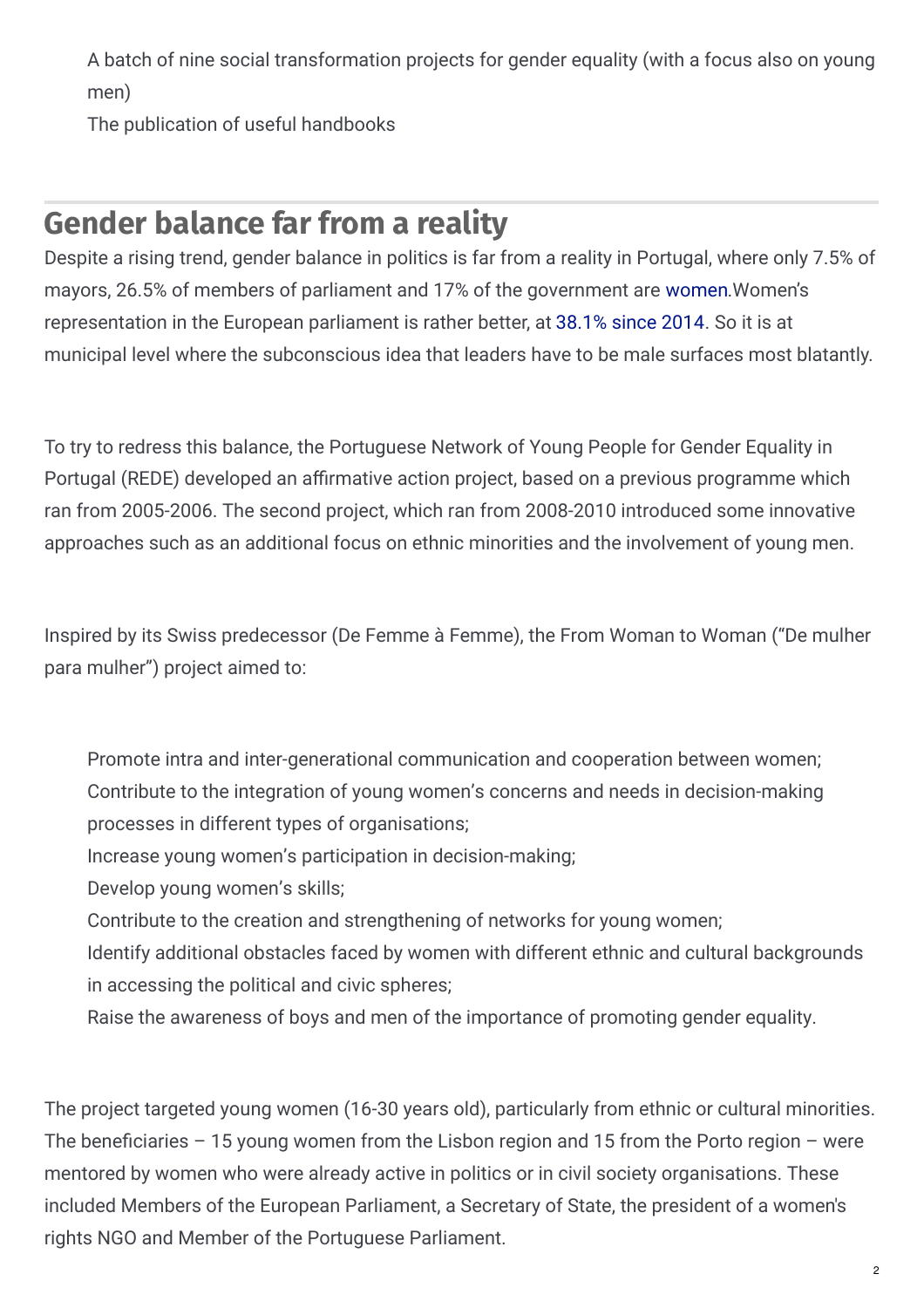- A batch of nine social transformation projects for gender equality (with a focus also on young men)
- The publication of useful handbooks

## Gender balance far from a reality

Despite a rising trend, gender balance in politics is far from a reality in Portugal, where only 7.5% of mayors, 26.5% of members of parliament and 17% of the government are women.Women's representation in the European parliament is rather better, at 38.1% since 2014. So it is at municipal level where the subconscious idea that leaders have to be male surfaces most blatantly.

To try to redress this balance, the Portuguese Network of Young People for Gender Equality in Portugal (REDE) developed an affirmative action project, based on a previous programme which ran from 2005-2006. The second project, which ran from 2008-2010 introduced some innovative approaches such as an additional focus on ethnic minorities and the involvement of young men.

Inspired by its Swiss predecessor (De Femme à Femme), the From Woman to Woman ("De mulher para mulher") project aimed to:

- Promote intra and inter-generational communication and cooperation between women;
- Contribute to the integration of young women's concerns and needs in decision-making processes in different types of organisations;
- Increase young women's participation in decision-making;
- Develop young women's skills;
- Contribute to the creation and strengthening of networks for young women;
- Identify additional obstacles faced by women with different ethnic and cultural backgrounds in accessing the political and civic spheres;
- Raise the awareness of boys and men of the importance of promoting gender equality.

The project targeted young women (16-30 years old), particularly from ethnic or cultural minorities. The beneficiaries – 15 young women from the Lisbon region and 15 from the Porto region – were mentored by women who were already active in politics or in civil society organisations. These included Members of the European Parliament, a Secretary of State, the president of a women's rights NGO and Member of the Portuguese Parliament.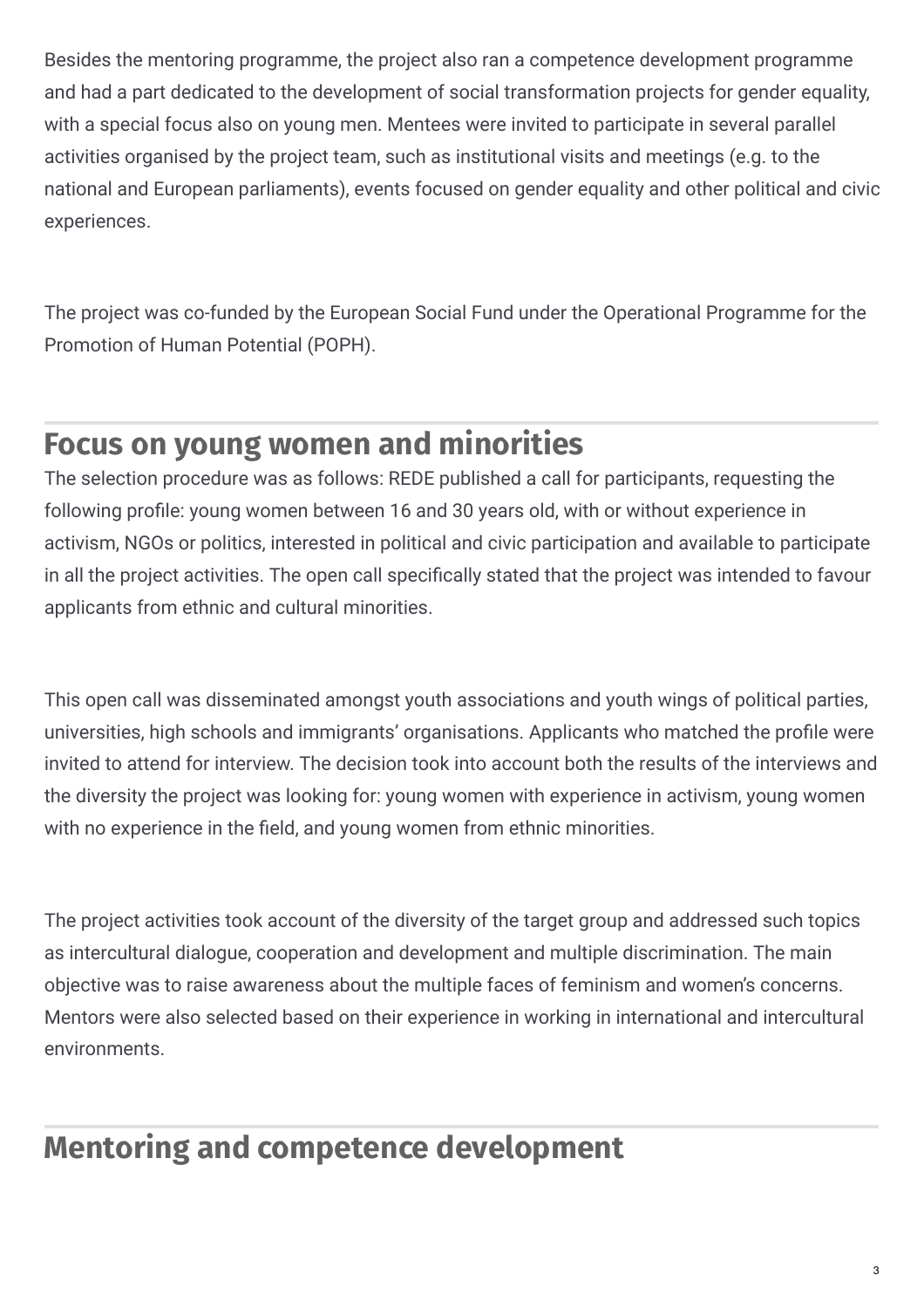Besides the mentoring programme, the project also ran a competence development programme and had a part dedicated to the development of social transformation projects for gender equality, with a special focus also on young men. Mentees were invited to participate in several parallel activities organised by the project team, such as institutional visits and meetings (e.g. to the national and European parliaments), events focused on gender equality and other political and civic experiences.

The project was co-funded by the European Social Fund under the Operational Programme for the Promotion of Human Potential (POPH).

## Focus on young women and minorities

The selection procedure was as follows: REDE published a call for participants, requesting the following profile: young women between 16 and 30 years old, with or without experience in activism, NGOs or politics, interested in political and civic participation and available to participate in all the project activities. The open call specifically stated that the project was intended to favour applicants from ethnic and cultural minorities.

This open call was disseminated amongst youth associations and youth wings of political parties, universities, high schools and immigrants' organisations. Applicants who matched the profile were invited to attend for interview. The decision took into account both the results of the interviews and the diversity the project was looking for: young women with experience in activism, young women with no experience in the field, and young women from ethnic minorities.

The project activities took account of the diversity of the target group and addressed such topics as intercultural dialogue, cooperation and development and multiple discrimination. The main objective was to raise awareness about the multiple faces of feminism and women's concerns. Mentors were also selected based on their experience in working in international and intercultural environments.

## Mentoring and competence development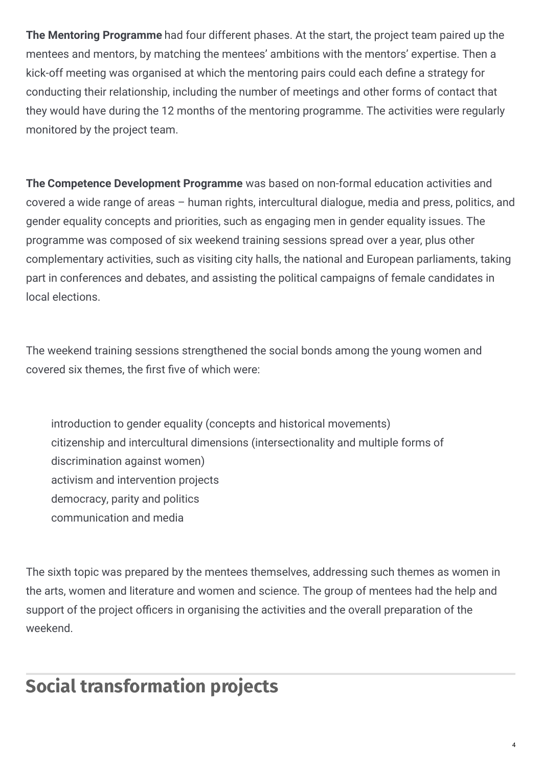**The Mentoring Programme** had four different phases. At the start, the project team paired up the mentees and mentors, by matching the mentees' ambitions with the mentors' expertise. Then a kick-off meeting was organised at which the mentoring pairs could each define a strategy for conducting their relationship, including the number of meetings and other forms of contact that they would have during the 12 months of the mentoring programme. The activities were regularly monitored by the project team.

**The Competence Development Programme** was based on non-formal education activities and covered a wide range of areas – human rights, intercultural dialogue, media and press, politics, and gender equality concepts and priorities, such as engaging men in gender equality issues. The programme was composed of six weekend training sessions spread over a year, plus other complementary activities, such as visiting city halls, the national and European parliaments, taking part in conferences and debates, and assisting the political campaigns of female candidates in local elections.

The weekend training sessions strengthened the social bonds among the young women and covered six themes, the first five of which were:

- introduction to gender equality (concepts and historical movements)
- citizenship and intercultural dimensions (intersectionality and multiple forms of discrimination against women)
- activism and intervention projects
- democracy, parity and politics
- communication and media

The sixth topic was prepared by the mentees themselves, addressing such themes as women in the arts, women and literature and women and science. The group of mentees had the help and support of the project officers in organising the activities and the overall preparation of the weekend.

## Social transformation projects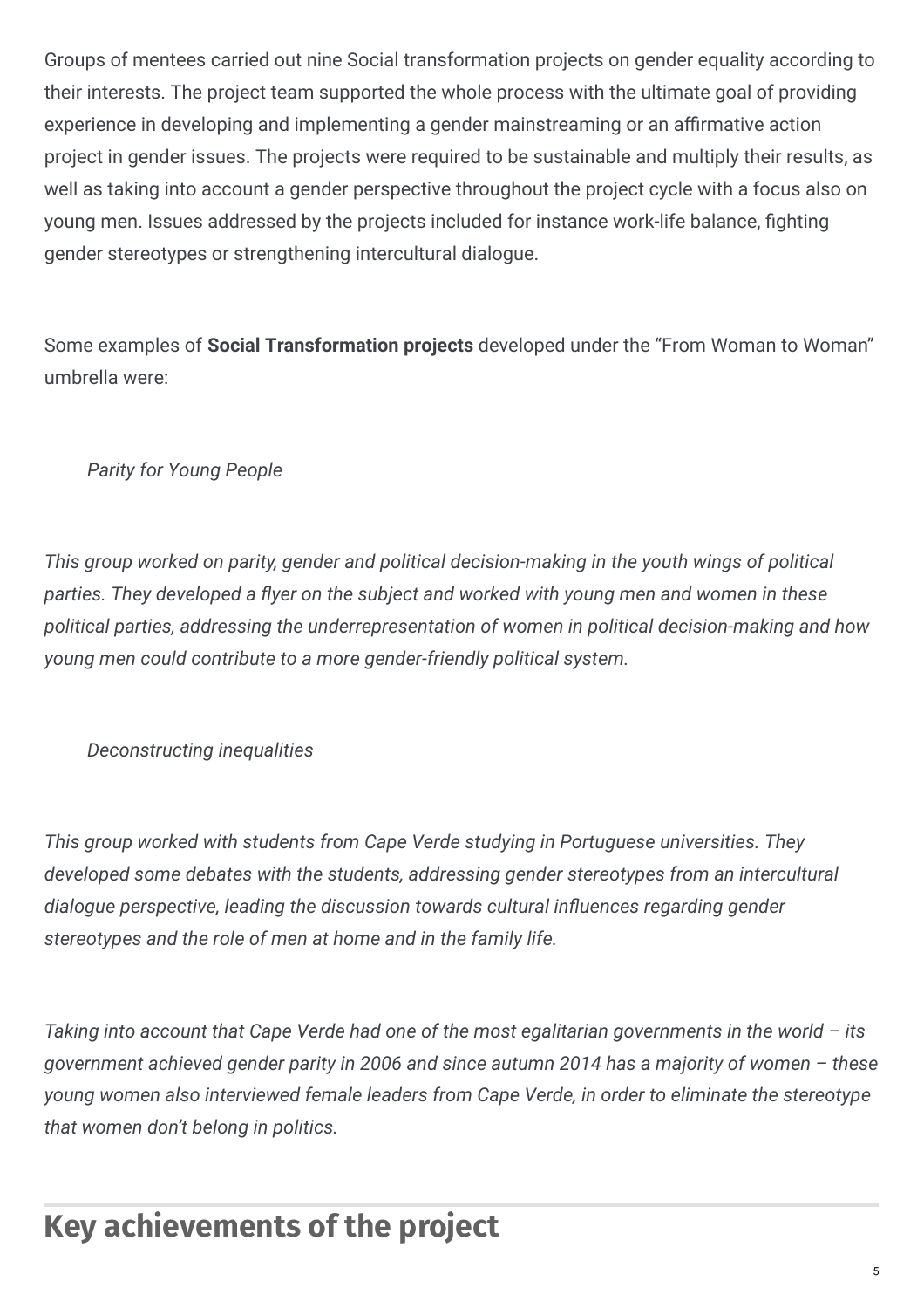Groups of mentees carried out nine Social transformation projects on gender equality according to their interests. The project team supported the whole process with the ultimate goal of providing experience in developing and implementing a gender mainstreaming or an affirmative action project in gender issues. The projects were required to be sustainable and multiply their results, as well as taking into account a gender perspective throughout the project cycle with a focus also on young men. Issues addressed by the projects included for instance work-life balance, fighting gender stereotypes or strengthening intercultural dialogue.

Some examples of **Social Transformation projects** developed under the "From Woman to Woman" umbrella were:

*Parity for Young People*

*This group worked on parity, gender and political decision-making in the youth wings of political parties. They developed a flyer on the subject and worked with young men and women in these political parties, addressing the underrepresentation of women in political decision-making and how young men could contribute to a more gender-friendly political system.*

*Deconstructing inequalities*

*This group worked with students from Cape Verde studying in Portuguese universities. They developed some debates with the students, addressing gender stereotypes from an intercultural dialogue perspective, leading the discussion towards cultural influences regarding gender stereotypes and the role of men at home and in the family life.*

*Taking into account that Cape Verde had one of the most egalitarian governments in the world – its government achieved gender parity in 2006 and since autumn 2014 has a majority of women – these young women also interviewed female leaders from Cape Verde, in order to eliminate the stereotype that women don't belong in politics.*

## Key achievements of the project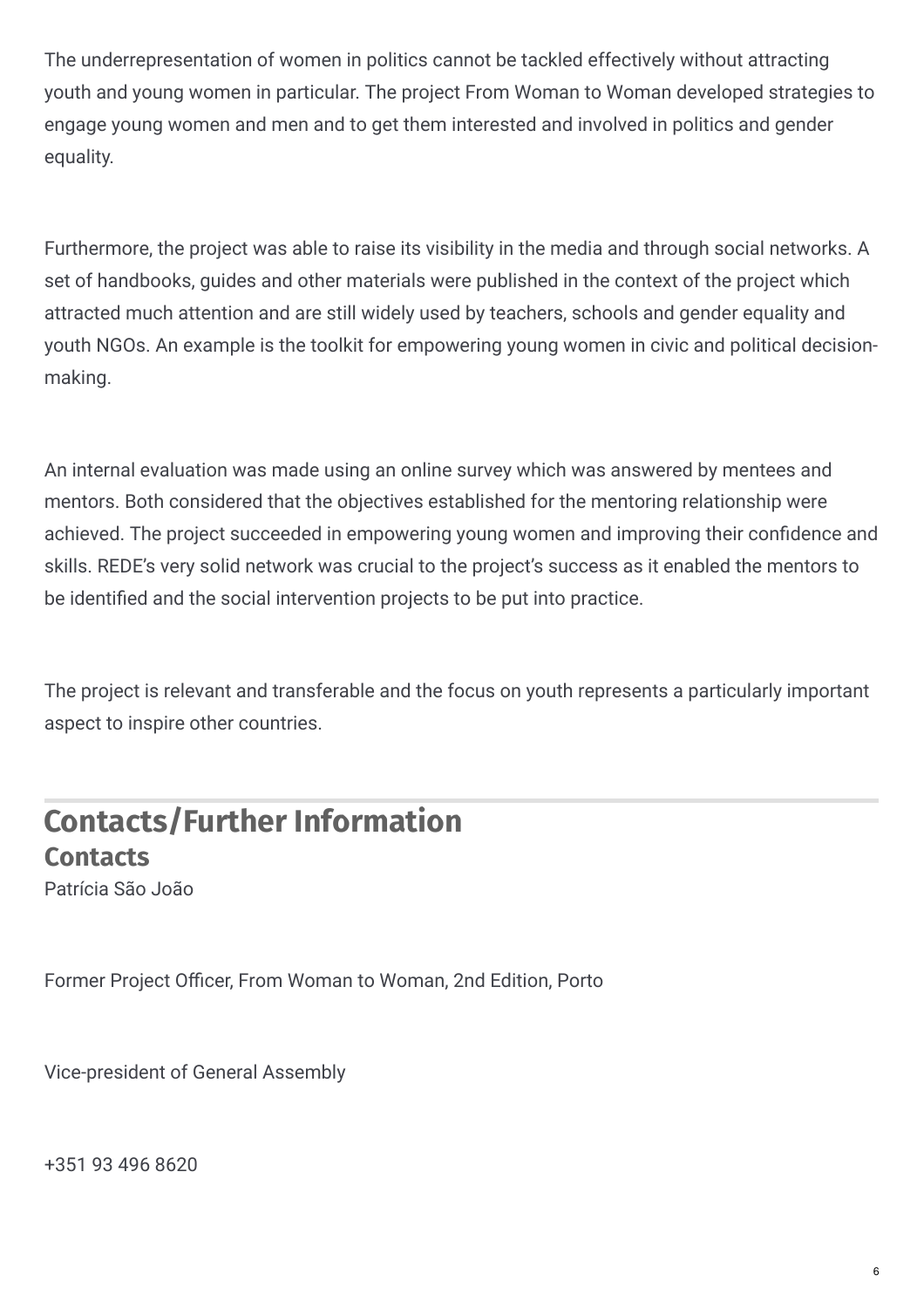The underrepresentation of women in politics cannot be tackled effectively without attracting youth and young women in particular. The project From Woman to Woman developed strategies to engage young women and men and to get them interested and involved in politics and gender equality.

Furthermore, the project was able to raise its visibility in the media and through social networks. A set of handbooks, guides and other materials were published in the context of the project which attracted much attention and are still widely used by teachers, schools and gender equality and youth NGOs. An example is the toolkit for empowering young women in civic and political decision-making.

An internal evaluation was made using an online survey which was answered by mentees and mentors. Both considered that the objectives established for the mentoring relationship were achieved. The project succeeded in empowering young women and improving their confidence and skills. REDE's very solid network was crucial to the project's success as it enabled the mentors to be identified and the social intervention projects to be put into practice.

The project is relevant and transferable and the focus on youth represents a particularly important aspect to inspire other countries.

## Contacts/Further Information

### Contacts

Patrícia São João

Former Project Officer, From Woman to Woman, 2nd Edition, Porto

Vice-president of General Assembly

+351 93 496 8620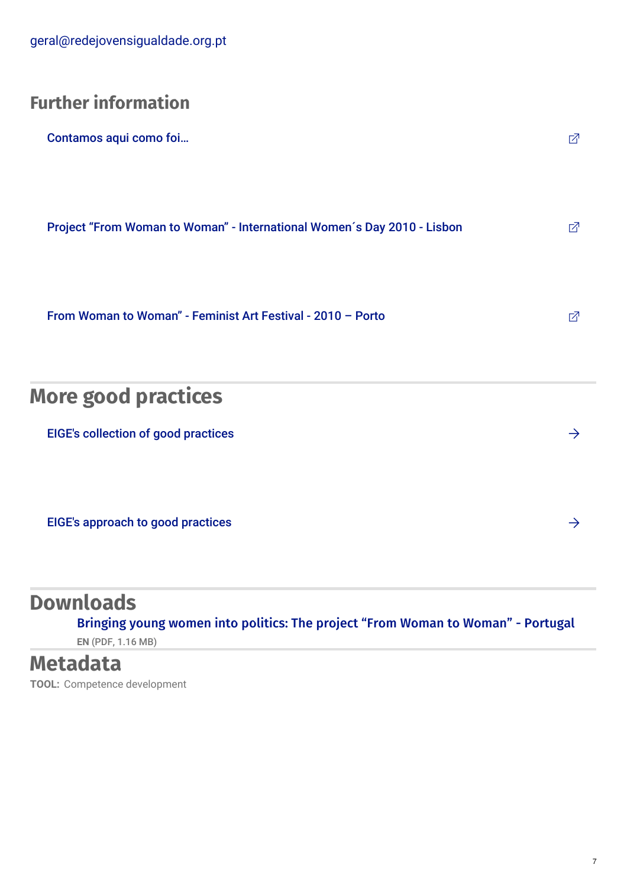geral@redejovensigualdade.org.pt

## Further information

Contamos aqui como foi…

Project "From Woman to Woman" - International Women´s Day 2010 - Lisbon

From Woman to Woman" - Feminist Art Festival - 2010 – Porto

## More good practices

EIGE's collection of good practices

EIGE's approach to good practices

## Downloads

Bringing young women into politics: The project "From Woman to Woman" - Portugal

**EN** (PDF, 1.16 MB)

## Metadata

**TOOL:** Competence development